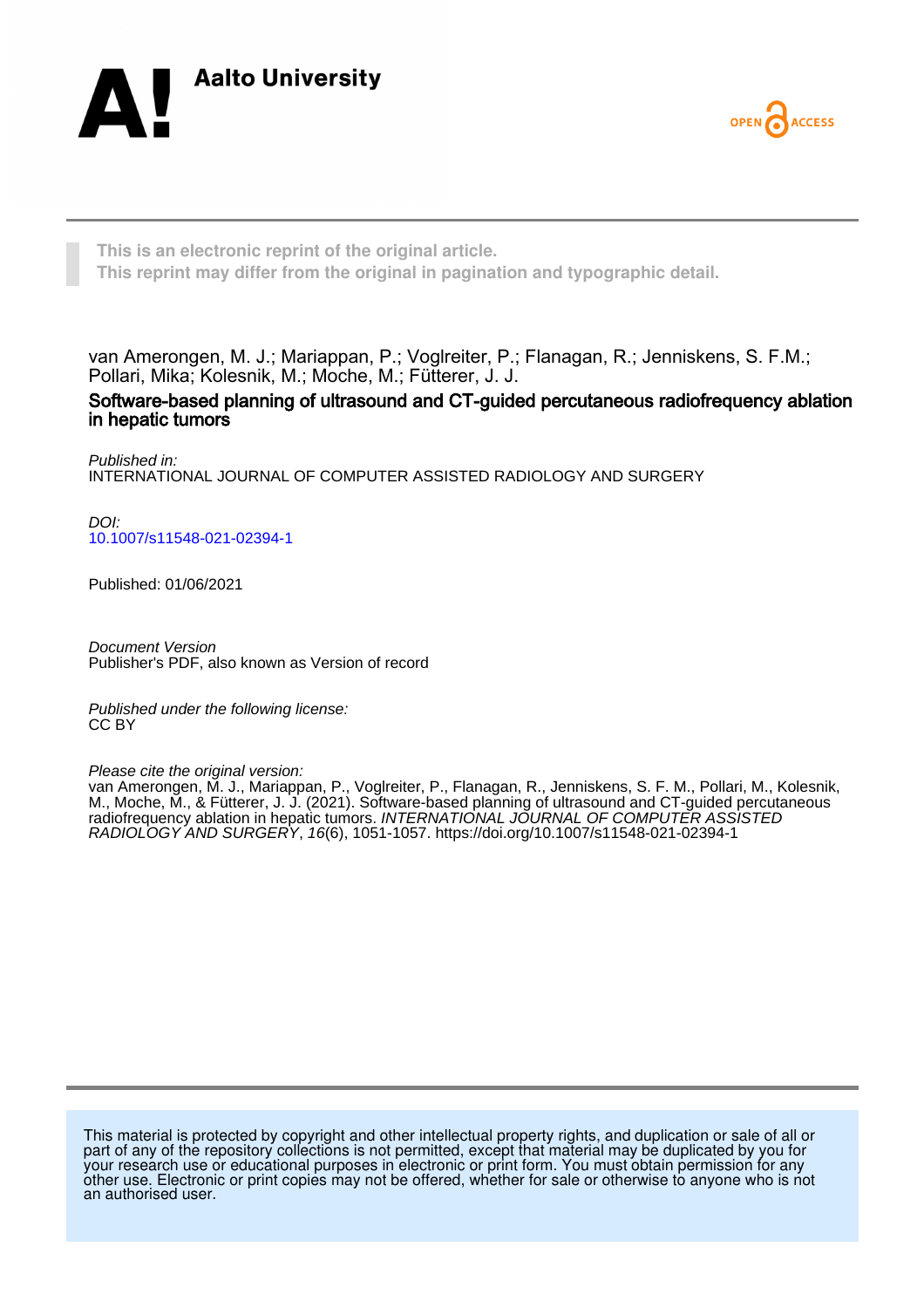Aalto University

OPEN ACCESS

**This is an electronic reprint of the original article.**
**This reprint may differ from the original in pagination and typographic detail.**

van Amerongen, M. J.; Mariappan, P.; Voglreiter, P.; Flanagan, R.; Jenniskens, S. F.M.; Pollari, Mika; Kolesnik, M.; Moche, M.; Fütterer, J. J.

# Software-based planning of ultrasound and CT-guided percutaneous radiofrequency ablation in hepatic tumors

*Published in:*
INTERNATIONAL JOURNAL OF COMPUTER ASSISTED RADIOLOGY AND SURGERY

*DOI:*
10.1007/s11548-021-02394-1

Published: 01/06/2021

*Document Version*
Publisher's PDF, also known as Version of record

*Published under the following license:*
CC BY

*Please cite the original version:*
van Amerongen, M. J., Mariappan, P., Voglreiter, P., Flanagan, R., Jenniskens, S. F. M., Pollari, M., Kolesnik, M., Moche, M., & Fütterer, J. J. (2021). Software-based planning of ultrasound and CT-guided percutaneous radiofrequency ablation in hepatic tumors. *INTERNATIONAL JOURNAL OF COMPUTER ASSISTED RADIOLOGY AND SURGERY*, *16*(6), 1051-1057. https://doi.org/10.1007/s11548-021-02394-1

This material is protected by copyright and other intellectual property rights, and duplication or sale of all or part of any of the repository collections is not permitted, except that material may be duplicated by you for your research use or educational purposes in electronic or print form. You must obtain permission for any other use. Electronic or print copies may not be offered, whether for sale or otherwise to anyone who is not an authorised user.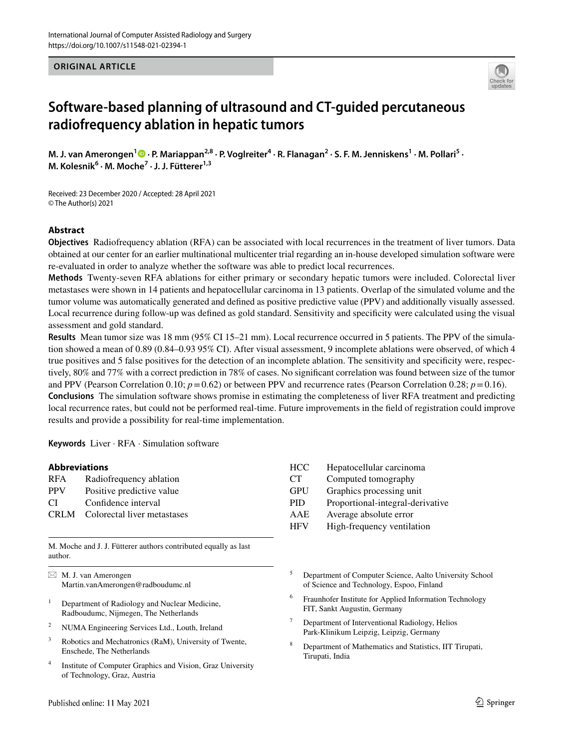International Journal of Computer Assisted Radiology and Surgery
https://doi.org/10.1007/s11548-021-02394-1

**ORIGINAL ARTICLE**

# Software-based planning of ultrasound and CT-guided percutaneous radiofrequency ablation in hepatic tumors

**M. J. van Amerongen[1] · P. Mariappan[2,8] · P. Voglreiter[4] · R. Flanagan[2] · S. F. M. Jenniskens[1] · M. Pollari[5] · M. Kolesnik[6] · M. Moche[7] · J. J. Fütterer[1,3]**

Received: 23 December 2020 / Accepted: 28 April 2021
© The Author(s) 2021

## Abstract

**Objectives** Radiofrequency ablation (RFA) can be associated with local recurrences in the treatment of liver tumors. Data obtained at our center for an earlier multinational multicenter trial regarding an in-house developed simulation software were re-evaluated in order to analyze whether the software was able to predict local recurrences.

**Methods** Twenty-seven RFA ablations for either primary or secondary hepatic tumors were included. Colorectal liver metastases were shown in 14 patients and hepatocellular carcinoma in 13 patients. Overlap of the simulated volume and the tumor volume was automatically generated and defined as positive predictive value (PPV) and additionally visually assessed. Local recurrence during follow-up was defined as gold standard. Sensitivity and specificity were calculated using the visual assessment and gold standard.

**Results** Mean tumor size was 18 mm (95% CI 15–21 mm). Local recurrence occurred in 5 patients. The PPV of the simulation showed a mean of 0.89 (0.84–0.93 95% CI). After visual assessment, 9 incomplete ablations were observed, of which 4 true positives and 5 false positives for the detection of an incomplete ablation. The sensitivity and specificity were, respectively, 80% and 77% with a correct prediction in 78% of cases. No significant correlation was found between size of the tumor and PPV (Pearson Correlation 0.10; $p = 0.62$) or between PPV and recurrence rates (Pearson Correlation 0.28; $p = 0.16$).

**Conclusions** The simulation software shows promise in estimating the completeness of liver RFA treatment and predicting local recurrence rates, but could not be performed real-time. Future improvements in the field of registration could improve results and provide a possibility for real-time implementation.

**Keywords** Liver · RFA · Simulation software

### Abbreviations

| | |
|---|---|
| RFA | Radiofrequency ablation |
| PPV | Positive predictive value |
| CI | Confidence interval |
| CRLM | Colorectal liver metastases |
| HCC | Hepatocellular carcinoma |
| CT | Computed tomography |
| GPU | Graphics processing unit |
| PID | Proportional-integral-derivative |
| AAE | Average absolute error |
| HFV | High-frequency ventilation |

M. Moche and J. J. Fütterer authors contributed equally as last author.

✉ M. J. van Amerongen
Martin.vanAmerongen@radboudumc.nl

[1] Department of Radiology and Nuclear Medicine, Radboudumc, Nijmegen, The Netherlands

[2] NUMA Engineering Services Ltd., Louth, Ireland

[3] Robotics and Mechatronics (RaM), University of Twente, Enschede, The Netherlands

[4] Institute of Computer Graphics and Vision, Graz University of Technology, Graz, Austria

[5] Department of Computer Science, Aalto University School of Science and Technology, Espoo, Finland

[6] Fraunhofer Institute for Applied Information Technology FIT, Sankt Augustin, Germany

[7] Department of Interventional Radiology, Helios Park-Klinikum Leipzig, Leipzig, Germany

[8] Department of Mathematics and Statistics, IIT Tirupati, Tirupati, India

Published online: 11 May 2021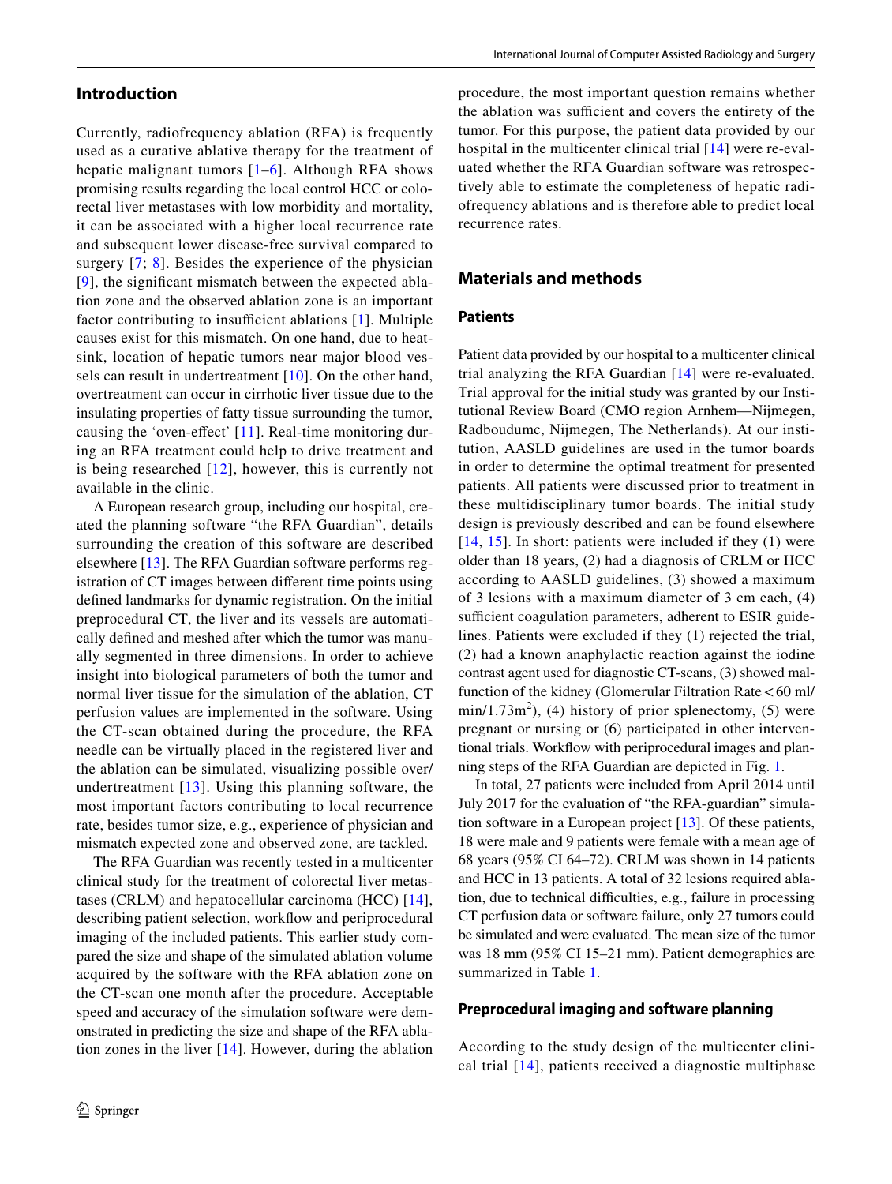## Introduction

Currently, radiofrequency ablation (RFA) is frequently used as a curative ablative therapy for the treatment of hepatic malignant tumors [1–6]. Although RFA shows promising results regarding the local control HCC or colorectal liver metastases with low morbidity and mortality, it can be associated with a higher local recurrence rate and subsequent lower disease-free survival compared to surgery [7; 8]. Besides the experience of the physician [9], the significant mismatch between the expected ablation zone and the observed ablation zone is an important factor contributing to insufficient ablations [1]. Multiple causes exist for this mismatch. On one hand, due to heat-sink, location of hepatic tumors near major blood vessels can result in undertreatment [10]. On the other hand, overtreatment can occur in cirrhotic liver tissue due to the insulating properties of fatty tissue surrounding the tumor, causing the 'oven-effect' [11]. Real-time monitoring during an RFA treatment could help to drive treatment and is being researched [12], however, this is currently not available in the clinic.

A European research group, including our hospital, created the planning software "the RFA Guardian", details surrounding the creation of this software are described elsewhere [13]. The RFA Guardian software performs registration of CT images between different time points using defined landmarks for dynamic registration. On the initial preprocedural CT, the liver and its vessels are automatically defined and meshed after which the tumor was manually segmented in three dimensions. In order to achieve insight into biological parameters of both the tumor and normal liver tissue for the simulation of the ablation, CT perfusion values are implemented in the software. Using the CT-scan obtained during the procedure, the RFA needle can be virtually placed in the registered liver and the ablation can be simulated, visualizing possible over/undertreatment [13]. Using this planning software, the most important factors contributing to local recurrence rate, besides tumor size, e.g., experience of physician and mismatch expected zone and observed zone, are tackled.

The RFA Guardian was recently tested in a multicenter clinical study for the treatment of colorectal liver metastases (CRLM) and hepatocellular carcinoma (HCC) [14], describing patient selection, workflow and periprocedural imaging of the included patients. This earlier study compared the size and shape of the simulated ablation volume acquired by the software with the RFA ablation zone on the CT-scan one month after the procedure. Acceptable speed and accuracy of the simulation software were demonstrated in predicting the size and shape of the RFA ablation zones in the liver [14]. However, during the ablation procedure, the most important question remains whether the ablation was sufficient and covers the entirety of the tumor. For this purpose, the patient data provided by our hospital in the multicenter clinical trial [14] were re-evaluated whether the RFA Guardian software was retrospectively able to estimate the completeness of hepatic radiofrequency ablations and is therefore able to predict local recurrence rates.

## Materials and methods

### Patients

Patient data provided by our hospital to a multicenter clinical trial analyzing the RFA Guardian [14] were re-evaluated. Trial approval for the initial study was granted by our Institutional Review Board (CMO region Arnhem—Nijmegen, Radboudumc, Nijmegen, The Netherlands). At our institution, AASLD guidelines are used in the tumor boards in order to determine the optimal treatment for presented patients. All patients were discussed prior to treatment in these multidisciplinary tumor boards. The initial study design is previously described and can be found elsewhere [14, 15]. In short: patients were included if they (1) were older than 18 years, (2) had a diagnosis of CRLM or HCC according to AASLD guidelines, (3) showed a maximum of 3 lesions with a maximum diameter of 3 cm each, (4) sufficient coagulation parameters, adherent to ESIR guidelines. Patients were excluded if they (1) rejected the trial, (2) had a known anaphylactic reaction against the iodine contrast agent used for diagnostic CT-scans, (3) showed malfunction of the kidney (Glomerular Filtration Rate < 60 ml/min/1.73m$^2$), (4) history of prior splenectomy, (5) were pregnant or nursing or (6) participated in other interventional trials. Workflow with periprocedural images and planning steps of the RFA Guardian are depicted in Fig. 1.

In total, 27 patients were included from April 2014 until July 2017 for the evaluation of "the RFA-guardian" simulation software in a European project [13]. Of these patients, 18 were male and 9 patients were female with a mean age of 68 years (95% CI 64–72). CRLM was shown in 14 patients and HCC in 13 patients. A total of 32 lesions required ablation, due to technical difficulties, e.g., failure in processing CT perfusion data or software failure, only 27 tumors could be simulated and were evaluated. The mean size of the tumor was 18 mm (95% CI 15–21 mm). Patient demographics are summarized in Table 1.

### Preprocedural imaging and software planning

According to the study design of the multicenter clinical trial [14], patients received a diagnostic multiphase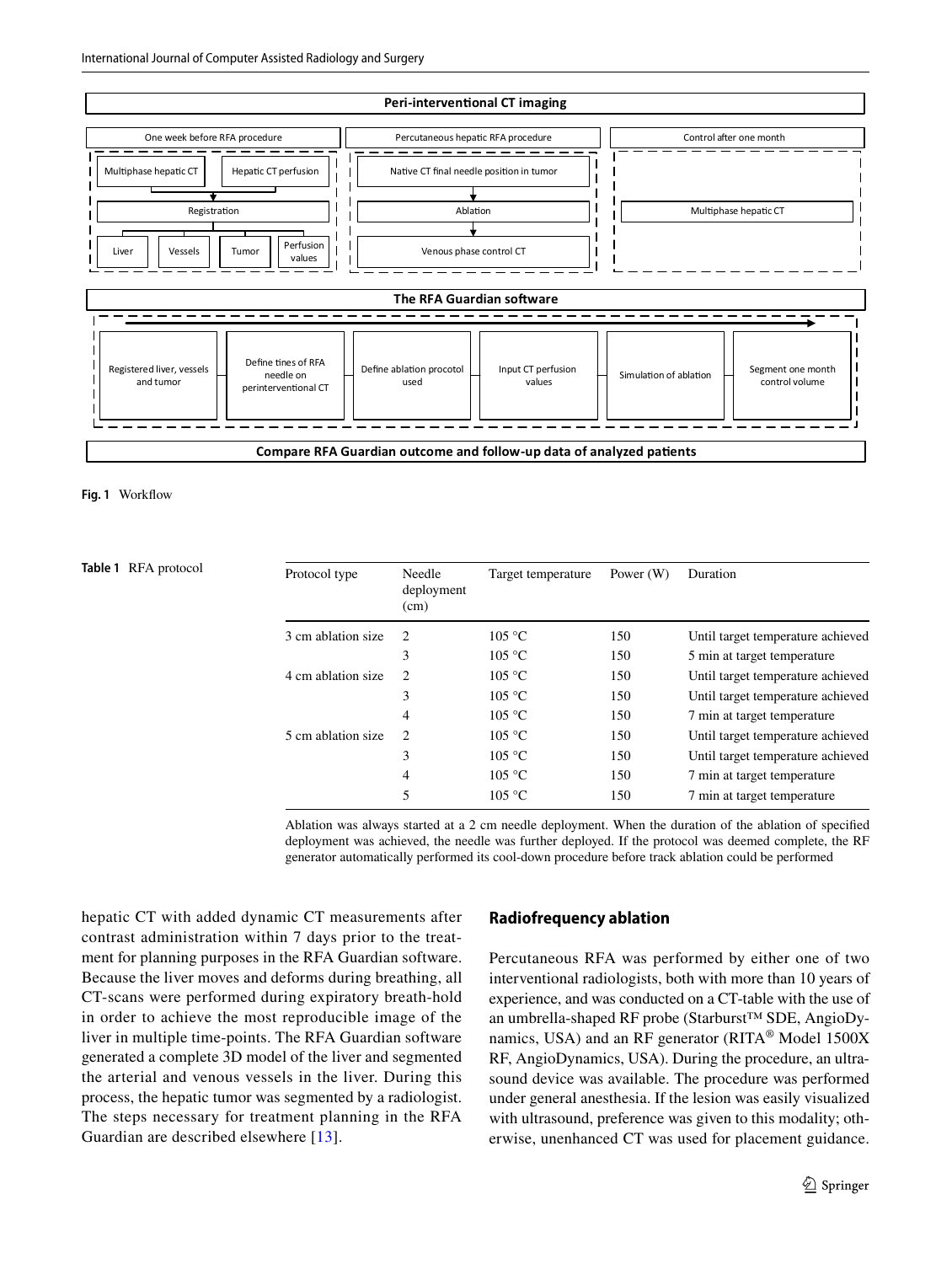**Peri-interventional CT imaging**

- One week before RFA procedure
  - Multiphase hepatic CT
  - Hepatic CT perfusion
  - Registration
  - Liver
  - Vessels
  - Tumor
  - Perfusion values
- Percutaneous hepatic RFA procedure
  - Native CT final needle position in tumor
  - Ablation
  - Venous phase control CT
- Control after one month
  - Multiphase hepatic CT

**The RFA Guardian software**

Registered liver, vessels and tumor → Define tines of RFA needle on perinterventional CT → Define ablation procotol used → Input CT perfusion values → Simulation of ablation → Segment one month control volume

**Compare RFA Guardian outcome and follow-up data of analyzed patients**

**Fig. 1** Workflow

**Table 1** RFA protocol

| Protocol type | Needle deployment (cm) | Target temperature | Power (W) | Duration |
|---|---|---|---|---|
| 3 cm ablation size | 2 | 105 °C | 150 | Until target temperature achieved |
| | 3 | 105 °C | 150 | 5 min at target temperature |
| 4 cm ablation size | 2 | 105 °C | 150 | Until target temperature achieved |
| | 3 | 105 °C | 150 | Until target temperature achieved |
| | 4 | 105 °C | 150 | 7 min at target temperature |
| 5 cm ablation size | 2 | 105 °C | 150 | Until target temperature achieved |
| | 3 | 105 °C | 150 | Until target temperature achieved |
| | 4 | 105 °C | 150 | 7 min at target temperature |
| | 5 | 105 °C | 150 | 7 min at target temperature |

Ablation was always started at a 2 cm needle deployment. When the duration of the ablation of specified deployment was achieved, the needle was further deployed. If the protocol was deemed complete, the RF generator automatically performed its cool-down procedure before track ablation could be performed

hepatic CT with added dynamic CT measurements after contrast administration within 7 days prior to the treatment for planning purposes in the RFA Guardian software. Because the liver moves and deforms during breathing, all CT-scans were performed during expiratory breath-hold in order to achieve the most reproducible image of the liver in multiple time-points. The RFA Guardian software generated a complete 3D model of the liver and segmented the arterial and venous vessels in the liver. During this process, the hepatic tumor was segmented by a radiologist. The steps necessary for treatment planning in the RFA Guardian are described elsewhere [13].

## Radiofrequency ablation

Percutaneous RFA was performed by either one of two interventional radiologists, both with more than 10 years of experience, and was conducted on a CT-table with the use of an umbrella-shaped RF probe (Starburst™ SDE, AngioDynamics, USA) and an RF generator (RITA® Model 1500X RF, AngioDynamics, USA). During the procedure, an ultrasound device was available. The procedure was performed under general anesthesia. If the lesion was easily visualized with ultrasound, preference was given to this modality; otherwise, unenhanced CT was used for placement guidance.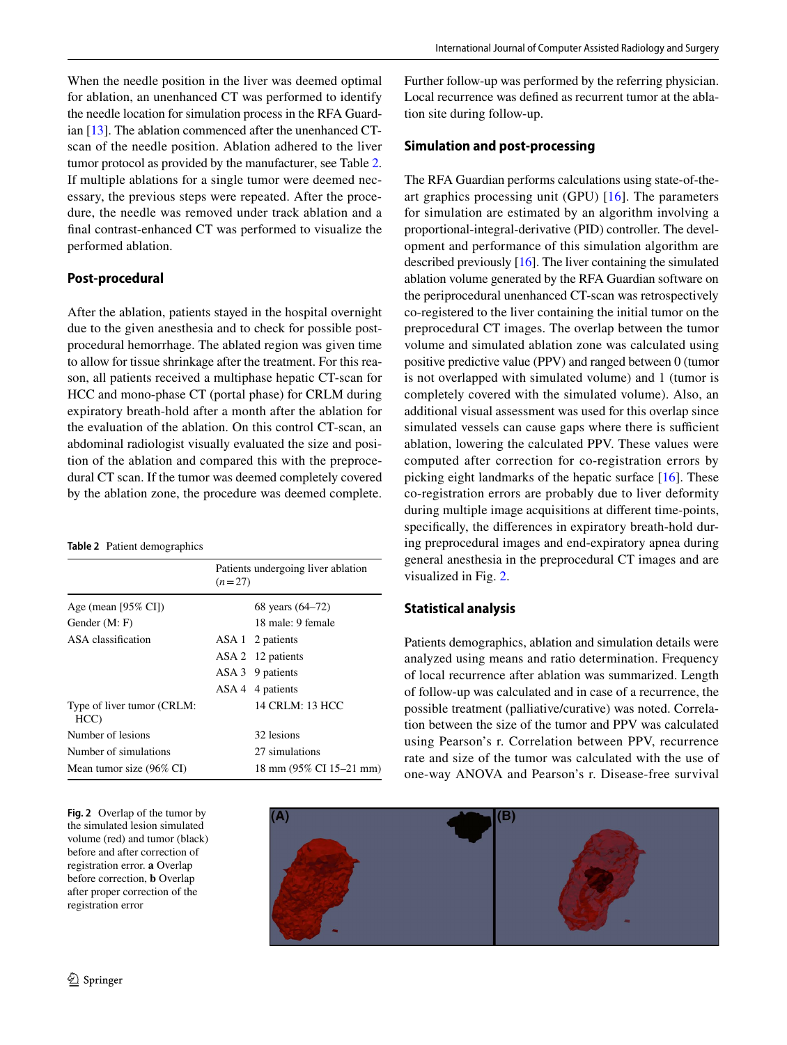When the needle position in the liver was deemed optimal for ablation, an unenhanced CT was performed to identify the needle location for simulation process in the RFA Guardian [13]. The ablation commenced after the unenhanced CT-scan of the needle position. Ablation adhered to the liver tumor protocol as provided by the manufacturer, see Table 2. If multiple ablations for a single tumor were deemed necessary, the previous steps were repeated. After the procedure, the needle was removed under track ablation and a final contrast-enhanced CT was performed to visualize the performed ablation.

## Post-procedural

After the ablation, patients stayed in the hospital overnight due to the given anesthesia and to check for possible post-procedural hemorrhage. The ablated region was given time to allow for tissue shrinkage after the treatment. For this reason, all patients received a multiphase hepatic CT-scan for HCC and mono-phase CT (portal phase) for CRLM during expiratory breath-hold after a month after the ablation for the evaluation of the ablation. On this control CT-scan, an abdominal radiologist visually evaluated the size and position of the ablation and compared this with the preprocedural CT scan. If the tumor was deemed completely covered by the ablation zone, the procedure was deemed complete.

**Table 2** Patient demographics

| | | Patients undergoing liver ablation ($n = 27$) |
|---|---|---|
| Age (mean [95% CI]) | | 68 years (64–72) |
| Gender (M: F) | | 18 male: 9 female |
| ASA classification | ASA 1 | 2 patients |
| | ASA 2 | 12 patients |
| | ASA 3 | 9 patients |
| | ASA 4 | 4 patients |
| Type of liver tumor (CRLM: HCC) | | 14 CRLM: 13 HCC |
| Number of lesions | | 32 lesions |
| Number of simulations | | 27 simulations |
| Mean tumor size (96% CI) | | 18 mm (95% CI 15–21 mm) |

Further follow-up was performed by the referring physician. Local recurrence was defined as recurrent tumor at the ablation site during follow-up.

## Simulation and post-processing

The RFA Guardian performs calculations using state-of-the-art graphics processing unit (GPU) [16]. The parameters for simulation are estimated by an algorithm involving a proportional-integral-derivative (PID) controller. The development and performance of this simulation algorithm are described previously [16]. The liver containing the simulated ablation volume generated by the RFA Guardian software on the periprocedural unenhanced CT-scan was retrospectively co-registered to the liver containing the initial tumor on the preprocedural CT images. The overlap between the tumor volume and simulated ablation zone was calculated using positive predictive value (PPV) and ranged between 0 (tumor is not overlapped with simulated volume) and 1 (tumor is completely covered with the simulated volume). Also, an additional visual assessment was used for this overlap since simulated vessels can cause gaps where there is sufficient ablation, lowering the calculated PPV. These values were computed after correction for co-registration errors by picking eight landmarks of the hepatic surface [16]. These co-registration errors are probably due to liver deformity during multiple image acquisitions at different time-points, specifically, the differences in expiratory breath-hold during preprocedural images and end-expiratory apnea during general anesthesia in the preprocedural CT images and are visualized in Fig. 2.

## Statistical analysis

Patients demographics, ablation and simulation details were analyzed using means and ratio determination. Frequency of local recurrence after ablation was summarized. Length of follow-up was calculated and in case of a recurrence, the possible treatment (palliative/curative) was noted. Correlation between the size of the tumor and PPV was calculated using Pearson's r. Correlation between PPV, recurrence rate and size of the tumor was calculated with the use of one-way ANOVA and Pearson's r. Disease-free survival

**Fig. 2** Overlap of the tumor by the simulated lesion simulated volume (red) and tumor (black) before and after correction of registration error. **a** Overlap before correction, **b** Overlap after proper correction of the registration error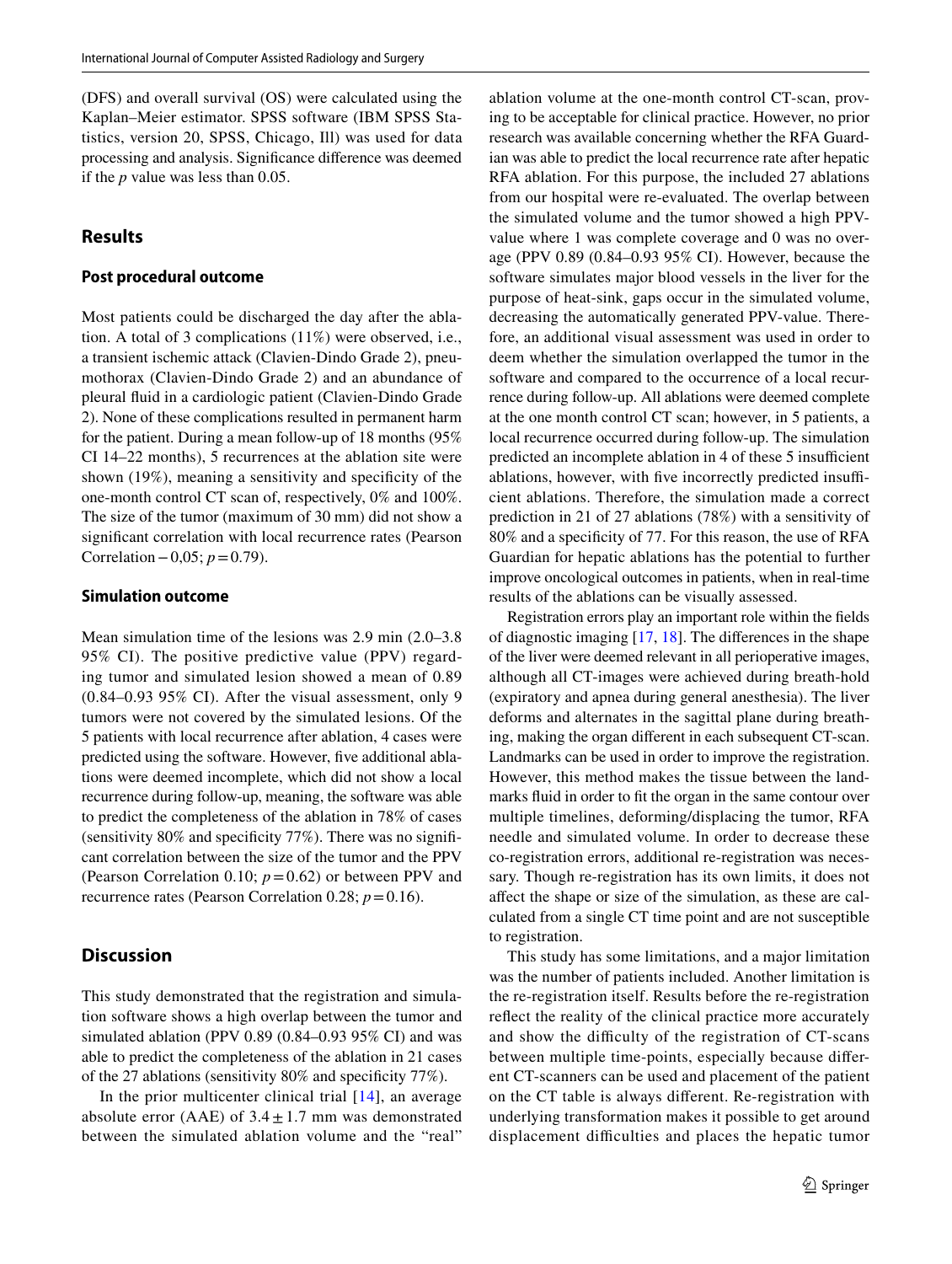(DFS) and overall survival (OS) were calculated using the Kaplan–Meier estimator. SPSS software (IBM SPSS Statistics, version 20, SPSS, Chicago, Ill) was used for data processing and analysis. Significance difference was deemed if the *p* value was less than 0.05.

## Results

### Post procedural outcome

Most patients could be discharged the day after the ablation. A total of 3 complications (11%) were observed, i.e., a transient ischemic attack (Clavien-Dindo Grade 2), pneumothorax (Clavien-Dindo Grade 2) and an abundance of pleural fluid in a cardiologic patient (Clavien-Dindo Grade 2). None of these complications resulted in permanent harm for the patient. During a mean follow-up of 18 months (95% CI 14–22 months), 5 recurrences at the ablation site were shown (19%), meaning a sensitivity and specificity of the one-month control CT scan of, respectively, 0% and 100%. The size of the tumor (maximum of 30 mm) did not show a significant correlation with local recurrence rates (Pearson Correlation −0,05; $p=0.79$).

### Simulation outcome

Mean simulation time of the lesions was 2.9 min (2.0–3.8 95% CI). The positive predictive value (PPV) regarding tumor and simulated lesion showed a mean of 0.89 (0.84–0.93 95% CI). After the visual assessment, only 9 tumors were not covered by the simulated lesions. Of the 5 patients with local recurrence after ablation, 4 cases were predicted using the software. However, five additional ablations were deemed incomplete, which did not show a local recurrence during follow-up, meaning, the software was able to predict the completeness of the ablation in 78% of cases (sensitivity 80% and specificity 77%). There was no significant correlation between the size of the tumor and the PPV (Pearson Correlation 0.10; $p=0.62$) or between PPV and recurrence rates (Pearson Correlation 0.28; $p=0.16$).

## Discussion

This study demonstrated that the registration and simulation software shows a high overlap between the tumor and simulated ablation (PPV 0.89 (0.84–0.93 95% CI) and was able to predict the completeness of the ablation in 21 cases of the 27 ablations (sensitivity 80% and specificity 77%).

In the prior multicenter clinical trial [14], an average absolute error (AAE) of $3.4 \pm 1.7$ mm was demonstrated between the simulated ablation volume and the "real" ablation volume at the one-month control CT-scan, proving to be acceptable for clinical practice. However, no prior research was available concerning whether the RFA Guardian was able to predict the local recurrence rate after hepatic RFA ablation. For this purpose, the included 27 ablations from our hospital were re-evaluated. The overlap between the simulated volume and the tumor showed a high PPV-value where 1 was complete coverage and 0 was no overage (PPV 0.89 (0.84–0.93 95% CI). However, because the software simulates major blood vessels in the liver for the purpose of heat-sink, gaps occur in the simulated volume, decreasing the automatically generated PPV-value. Therefore, an additional visual assessment was used in order to deem whether the simulation overlapped the tumor in the software and compared to the occurrence of a local recurrence during follow-up. All ablations were deemed complete at the one month control CT scan; however, in 5 patients, a local recurrence occurred during follow-up. The simulation predicted an incomplete ablation in 4 of these 5 insufficient ablations, however, with five incorrectly predicted insufficient ablations. Therefore, the simulation made a correct prediction in 21 of 27 ablations (78%) with a sensitivity of 80% and a specificity of 77. For this reason, the use of RFA Guardian for hepatic ablations has the potential to further improve oncological outcomes in patients, when in real-time results of the ablations can be visually assessed.

Registration errors play an important role within the fields of diagnostic imaging [17, 18]. The differences in the shape of the liver were deemed relevant in all perioperative images, although all CT-images were achieved during breath-hold (expiratory and apnea during general anesthesia). The liver deforms and alternates in the sagittal plane during breathing, making the organ different in each subsequent CT-scan. Landmarks can be used in order to improve the registration. However, this method makes the tissue between the landmarks fluid in order to fit the organ in the same contour over multiple timelines, deforming/displacing the tumor, RFA needle and simulated volume. In order to decrease these co-registration errors, additional re-registration was necessary. Though re-registration has its own limits, it does not affect the shape or size of the simulation, as these are calculated from a single CT time point and are not susceptible to registration.

This study has some limitations, and a major limitation was the number of patients included. Another limitation is the re-registration itself. Results before the re-registration reflect the reality of the clinical practice more accurately and show the difficulty of the registration of CT-scans between multiple time-points, especially because different CT-scanners can be used and placement of the patient on the CT table is always different. Re-registration with underlying transformation makes it possible to get around displacement difficulties and places the hepatic tumor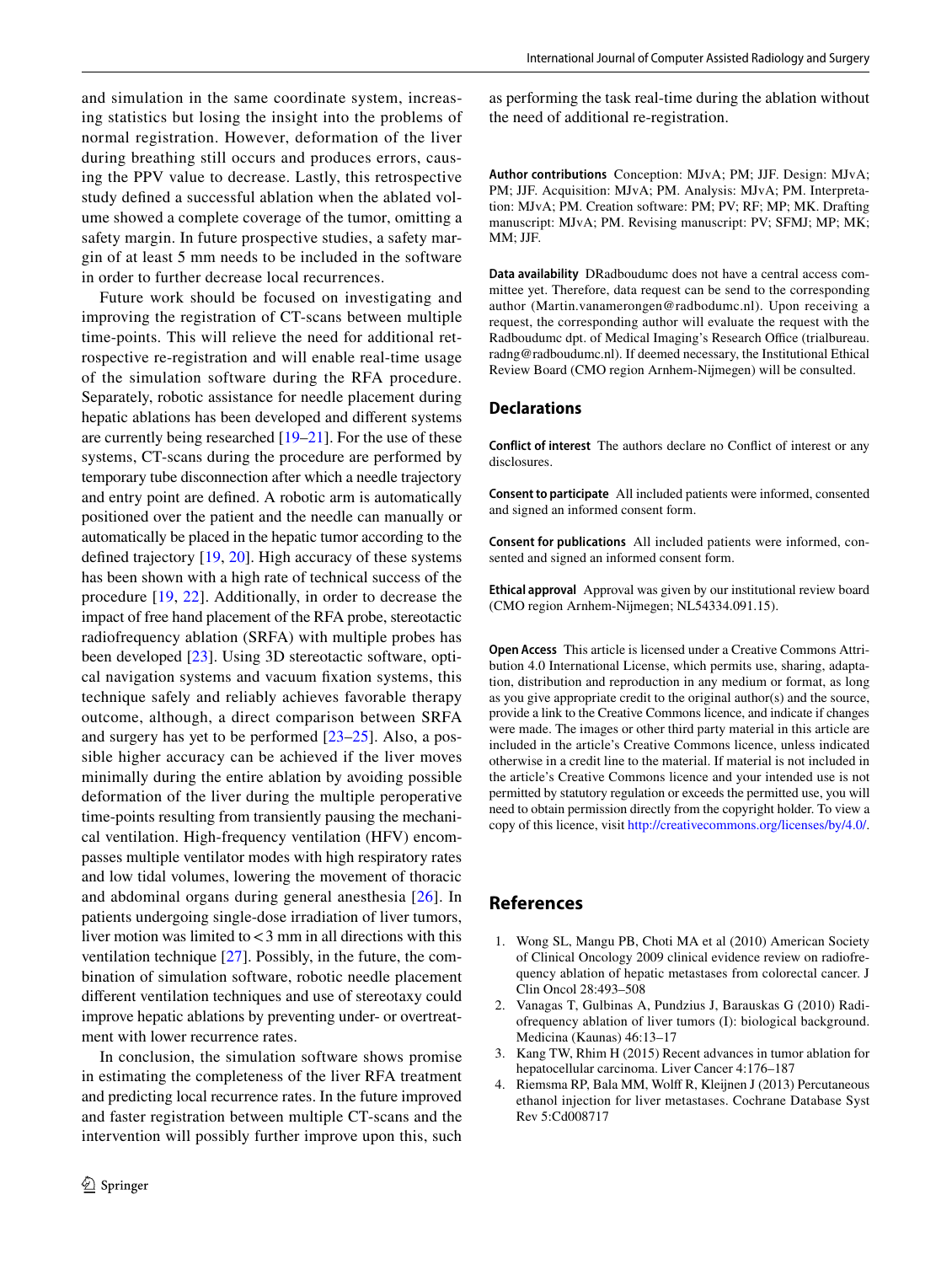and simulation in the same coordinate system, increasing statistics but losing the insight into the problems of normal registration. However, deformation of the liver during breathing still occurs and produces errors, causing the PPV value to decrease. Lastly, this retrospective study defined a successful ablation when the ablated volume showed a complete coverage of the tumor, omitting a safety margin. In future prospective studies, a safety margin of at least 5 mm needs to be included in the software in order to further decrease local recurrences.

Future work should be focused on investigating and improving the registration of CT-scans between multiple time-points. This will relieve the need for additional retrospective re-registration and will enable real-time usage of the simulation software during the RFA procedure. Separately, robotic assistance for needle placement during hepatic ablations has been developed and different systems are currently being researched [19–21]. For the use of these systems, CT-scans during the procedure are performed by temporary tube disconnection after which a needle trajectory and entry point are defined. A robotic arm is automatically positioned over the patient and the needle can manually or automatically be placed in the hepatic tumor according to the defined trajectory [19, 20]. High accuracy of these systems has been shown with a high rate of technical success of the procedure [19, 22]. Additionally, in order to decrease the impact of free hand placement of the RFA probe, stereotactic radiofrequency ablation (SRFA) with multiple probes has been developed [23]. Using 3D stereotactic software, optical navigation systems and vacuum fixation systems, this technique safely and reliably achieves favorable therapy outcome, although, a direct comparison between SRFA and surgery has yet to be performed [23–25]. Also, a possible higher accuracy can be achieved if the liver moves minimally during the entire ablation by avoiding possible deformation of the liver during the multiple peroperative time-points resulting from transiently pausing the mechanical ventilation. High-frequency ventilation (HFV) encompasses multiple ventilator modes with high respiratory rates and low tidal volumes, lowering the movement of thoracic and abdominal organs during general anesthesia [26]. In patients undergoing single-dose irradiation of liver tumors, liver motion was limited to < 3 mm in all directions with this ventilation technique [27]. Possibly, in the future, the combination of simulation software, robotic needle placement different ventilation techniques and use of stereotaxy could improve hepatic ablations by preventing under- or overtreatment with lower recurrence rates.

In conclusion, the simulation software shows promise in estimating the completeness of the liver RFA treatment and predicting local recurrence rates. In the future improved and faster registration between multiple CT-scans and the intervention will possibly further improve upon this, such as performing the task real-time during the ablation without the need of additional re-registration.

**Author contributions** Conception: MJvA; PM; JJF. Design: MJvA; PM; JJF. Acquisition: MJvA; PM. Analysis: MJvA; PM. Interpretation: MJvA; PM. Creation software: PM; PV; RF; MP; MK. Drafting manuscript: MJvA; PM. Revising manuscript: PV; SFMJ; MP; MK; MM; JJF.

**Data availability** DRadboudumc does not have a central access committee yet. Therefore, data request can be send to the corresponding author (Martin.vanamerongen@radbodumc.nl). Upon receiving a request, the corresponding author will evaluate the request with the Radboudumc dpt. of Medical Imaging's Research Office (trialbureau.radng@radboudumc.nl). If deemed necessary, the Institutional Ethical Review Board (CMO region Arnhem-Nijmegen) will be consulted.

## Declarations

**Conflict of interest** The authors declare no Conflict of interest or any disclosures.

**Consent to participate** All included patients were informed, consented and signed an informed consent form.

**Consent for publications** All included patients were informed, consented and signed an informed consent form.

**Ethical approval** Approval was given by our institutional review board (CMO region Arnhem-Nijmegen; NL54334.091.15).

**Open Access** This article is licensed under a Creative Commons Attribution 4.0 International License, which permits use, sharing, adaptation, distribution and reproduction in any medium or format, as long as you give appropriate credit to the original author(s) and the source, provide a link to the Creative Commons licence, and indicate if changes were made. The images or other third party material in this article are included in the article's Creative Commons licence, unless indicated otherwise in a credit line to the material. If material is not included in the article's Creative Commons licence and your intended use is not permitted by statutory regulation or exceeds the permitted use, you will need to obtain permission directly from the copyright holder. To view a copy of this licence, visit http://creativecommons.org/licenses/by/4.0/.

## References

1. Wong SL, Mangu PB, Choti MA et al (2010) American Society of Clinical Oncology 2009 clinical evidence review on radiofrequency ablation of hepatic metastases from colorectal cancer. J Clin Oncol 28:493–508
2. Vanagas T, Gulbinas A, Pundzius J, Barauskas G (2010) Radiofrequency ablation of liver tumors (I): biological background. Medicina (Kaunas) 46:13–17
3. Kang TW, Rhim H (2015) Recent advances in tumor ablation for hepatocellular carcinoma. Liver Cancer 4:176–187
4. Riemsma RP, Bala MM, Wolff R, Kleijnen J (2013) Percutaneous ethanol injection for liver metastases. Cochrane Database Syst Rev 5:Cd008717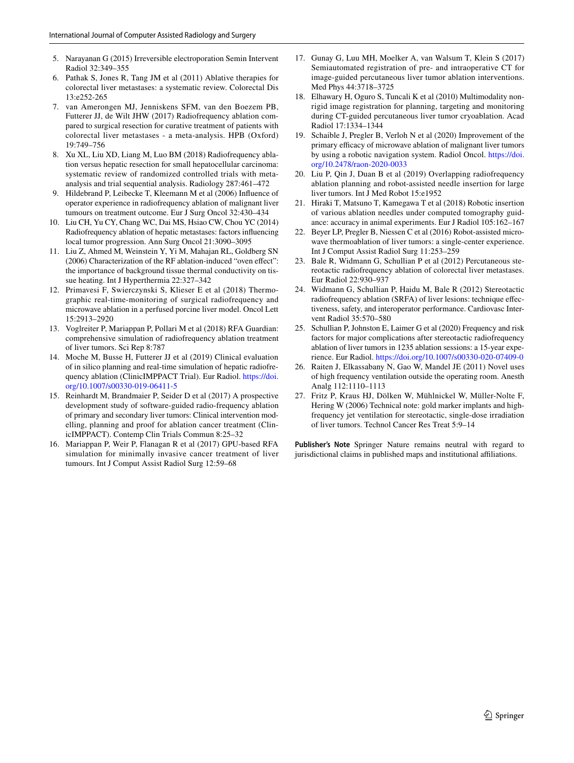5. Narayanan G (2015) Irreversible electroporation Semin Intervent Radiol 32:349–355
6. Pathak S, Jones R, Tang JM et al (2011) Ablative therapies for colorectal liver metastases: a systematic review. Colorectal Dis 13:e252-265
7. van Amerongen MJ, Jenniskens SFM, van den Boezem PB, Futterer JJ, de Wilt JHW (2017) Radiofrequency ablation compared to surgical resection for curative treatment of patients with colorectal liver metastases - a meta-analysis. HPB (Oxford) 19:749–756
8. Xu XL, Liu XD, Liang M, Luo BM (2018) Radiofrequency ablation versus hepatic resection for small hepatocellular carcinoma: systematic review of randomized controlled trials with meta-analysis and trial sequential analysis. Radiology 287:461–472
9. Hildebrand P, Leibecke T, Kleemann M et al (2006) Influence of operator experience in radiofrequency ablation of malignant liver tumours on treatment outcome. Eur J Surg Oncol 32:430–434
10. Liu CH, Yu CY, Chang WC, Dai MS, Hsiao CW, Chou YC (2014) Radiofrequency ablation of hepatic metastases: factors influencing local tumor progression. Ann Surg Oncol 21:3090–3095
11. Liu Z, Ahmed M, Weinstein Y, Yi M, Mahajan RL, Goldberg SN (2006) Characterization of the RF ablation-induced "oven effect": the importance of background tissue thermal conductivity on tissue heating. Int J Hyperthermia 22:327–342
12. Primavesi F, Swierczynski S, Klieser E et al (2018) Thermographic real-time-monitoring of surgical radiofrequency and microwave ablation in a perfused porcine liver model. Oncol Lett 15:2913–2920
13. Voglreiter P, Mariappan P, Pollari M et al (2018) RFA Guardian: comprehensive simulation of radiofrequency ablation treatment of liver tumors. Sci Rep 8:787
14. Moche M, Busse H, Futterer JJ et al (2019) Clinical evaluation of in silico planning and real-time simulation of hepatic radiofrequency ablation (ClinicIMPPACT Trial). Eur Radiol. https://doi.org/10.1007/s00330-019-06411-5
15. Reinhardt M, Brandmaier P, Seider D et al (2017) A prospective development study of software-guided radio-frequency ablation of primary and secondary liver tumors: Clinical intervention modelling, planning and proof for ablation cancer treatment (ClinicIMPPACT). Contemp Clin Trials Commun 8:25–32
16. Mariappan P, Weir P, Flanagan R et al (2017) GPU-based RFA simulation for minimally invasive cancer treatment of liver tumours. Int J Comput Assist Radiol Surg 12:59–68
17. Gunay G, Luu MH, Moelker A, van Walsum T, Klein S (2017) Semiautomated registration of pre- and intraoperative CT for image-guided percutaneous liver tumor ablation interventions. Med Phys 44:3718–3725
18. Elhawary H, Oguro S, Tuncali K et al (2010) Multimodality non-rigid image registration for planning, targeting and monitoring during CT-guided percutaneous liver tumor cryoablation. Acad Radiol 17:1334–1344
19. Schaible J, Pregler B, Verloh N et al (2020) Improvement of the primary efficacy of microwave ablation of malignant liver tumors by using a robotic navigation system. Radiol Oncol. https://doi.org/10.2478/raon-2020-0033
20. Liu P, Qin J, Duan B et al (2019) Overlapping radiofrequency ablation planning and robot-assisted needle insertion for large liver tumors. Int J Med Robot 15:e1952
21. Hiraki T, Matsuno T, Kamegawa T et al (2018) Robotic insertion of various ablation needles under computed tomography guidance: accuracy in animal experiments. Eur J Radiol 105:162–167
22. Beyer LP, Pregler B, Niessen C et al (2016) Robot-assisted microwave thermoablation of liver tumors: a single-center experience. Int J Comput Assist Radiol Surg 11:253–259
23. Bale R, Widmann G, Schullian P et al (2012) Percutaneous stereotactic radiofrequency ablation of colorectal liver metastases. Eur Radiol 22:930–937
24. Widmann G, Schullian P, Haidu M, Bale R (2012) Stereotactic radiofrequency ablation (SRFA) of liver lesions: technique effectiveness, safety, and interoperator performance. Cardiovasc Intervent Radiol 35:570–580
25. Schullian P, Johnston E, Laimer G et al (2020) Frequency and risk factors for major complications after stereotactic radiofrequency ablation of liver tumors in 1235 ablation sessions: a 15-year experience. Eur Radiol. https://doi.org/10.1007/s00330-020-07409-0
26. Raiten J, Elkassabany N, Gao W, Mandel JE (2011) Novel uses of high frequency ventilation outside the operating room. Anesth Analg 112:1110–1113
27. Fritz P, Kraus HJ, Dölken W, Mühlnickel W, Müller-Nolte F, Hering W (2006) Technical note: gold marker implants and high-frequency jet ventilation for stereotactic, single-dose irradiation of liver tumors. Technol Cancer Res Treat 5:9–14

**Publisher's Note** Springer Nature remains neutral with regard to jurisdictional claims in published maps and institutional affiliations.